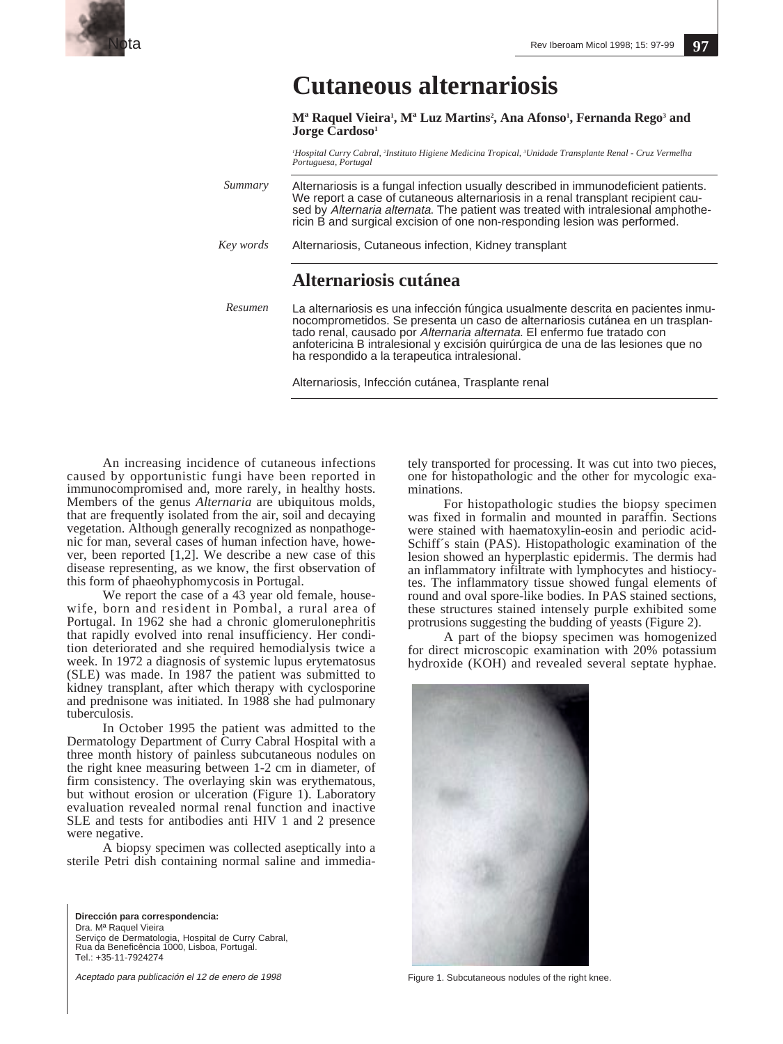Nota

# Cutaneous alternariosis

**Mª Raquel Vieira[1], Mª Luz Martins[2], Ana Afonso[1], Fernanda Rego[3] and Jorge Cardoso[1]**

*[1]Hospital Curry Cabral, [2]Instituto Higiene Medicina Tropical, [3]Unidade Transplante Renal - Cruz Vermelha Portuguesa, Portugal*

*Summary* Alternariosis is a fungal infection usually described in immunodeficient patients. We report a case of cutaneous alternariosis in a renal transplant recipient caused by *Alternaria alternata.* The patient was treated with intralesional amphotericin B and surgical excision of one non-responding lesion was performed.

*Key words* Alternariosis, Cutaneous infection, Kidney transplant

## Alternariosis cutánea

*Resumen* La alternariosis es una infección fúngica usualmente descrita en pacientes inmunocomprometidos. Se presenta un caso de alternariosis cutánea en un trasplantado renal, causado por *Alternaria alternata.* El enfermo fue tratado con anfotericina B intralesional y excisión quirúrgica de una de las lesiones que no ha respondido a la terapeutica intralesional.

Alternariosis, Infección cutánea, Trasplante renal

An increasing incidence of cutaneous infections caused by opportunistic fungi have been reported in immunocompromised and, more rarely, in healthy hosts. Members of the genus *Alternaria* are ubiquitous molds, that are frequently isolated from the air, soil and decaying vegetation. Although generally recognized as nonpathogenic for man, several cases of human infection have, however, been reported [1,2]. We describe a new case of this disease representing, as we know, the first observation of this form of phaeohyphomycosis in Portugal.

We report the case of a 43 year old female, housewife, born and resident in Pombal, a rural area of Portugal. In 1962 she had a chronic glomerulonephritis that rapidly evolved into renal insufficiency. Her condition deteriorated and she required hemodialysis twice a week. In 1972 a diagnosis of systemic lupus erytematosus (SLE) was made. In 1987 the patient was submitted to kidney transplant, after which therapy with cyclosporine and prednisone was initiated. In 1988 she had pulmonary tuberculosis.

In October 1995 the patient was admitted to the Dermatology Department of Curry Cabral Hospital with a three month history of painless subcutaneous nodules on the right knee measuring between 1-2 cm in diameter, of firm consistency. The overlaying skin was erythematous, but without erosion or ulceration (Figure 1). Laboratory evaluation revealed normal renal function and inactive SLE and tests for antibodies anti HIV 1 and 2 presence were negative.

A biopsy specimen was collected aseptically into a sterile Petri dish containing normal saline and immediately transported for processing. It was cut into two pieces, one for histopathologic and the other for mycologic examinations.

For histopathologic studies the biopsy specimen was fixed in formalin and mounted in paraffin. Sections were stained with haematoxylin-eosin and periodic acid-Schiff´s stain (PAS). Histopathologic examination of the lesion showed an hyperplastic epidermis. The dermis had an inflammatory infiltrate with lymphocytes and histiocytes. The inflammatory tissue showed fungal elements of round and oval spore-like bodies. In PAS stained sections, these structures stained intensely purple exhibited some protrusions suggesting the budding of yeasts (Figure 2).

A part of the biopsy specimen was homogenized for direct microscopic examination with 20% potassium hydroxide (KOH) and revealed several septate hyphae.

Figure 1. Subcutaneous nodules of the right knee.

**Dirección para correspondencia:**
Dra. Mª Raquel Vieira
Serviço de Dermatologia, Hospital de Curry Cabral,
Rua da Beneficência 1000, Lisboa, Portugal.
Tel.: +35-11-7924274

*Aceptado para publicación el 12 de enero de 1998*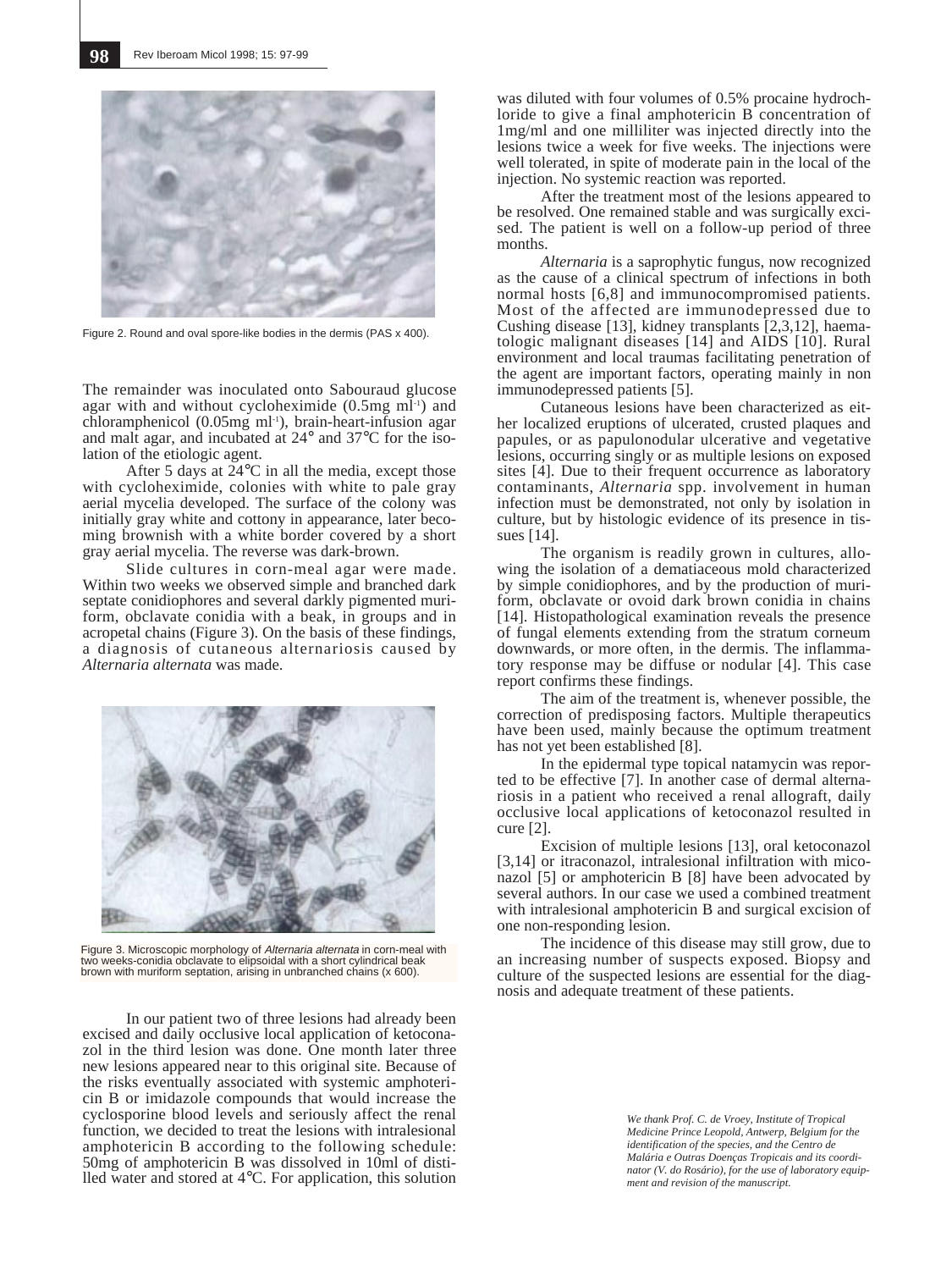Figure 2. Round and oval spore-like bodies in the dermis (PAS x 400).

The remainder was inoculated onto Sabouraud glucose agar with and without cycloheximide (0.5mg $ml^{-1}$) and chloramphenicol (0.05mg $ml^{-1}$), brain-heart-infusion agar and malt agar, and incubated at 24° and 37°C for the isolation of the etiologic agent.

After 5 days at 24°C in all the media, except those with cycloheximide, colonies with white to pale gray aerial mycelia developed. The surface of the colony was initially gray white and cottony in appearance, later becoming brownish with a white border covered by a short gray aerial mycelia. The reverse was dark-brown.

Slide cultures in corn-meal agar were made. Within two weeks we observed simple and branched dark septate conidiophores and several darkly pigmented muriform, obclavate conidia with a beak, in groups and in acropetal chains (Figure 3). On the basis of these findings, a diagnosis of cutaneous alternariosis caused by *Alternaria alternata* was made.

Figure 3. Microscopic morphology of *Alternaria alternata* in corn-meal with two weeks-conidia obclavate to elipsoidal with a short cylindrical beak brown with muriform septation, arising in unbranched chains (x 600).

In our patient two of three lesions had already been excised and daily occlusive local application of ketoconazol in the third lesion was done. One month later three new lesions appeared near to this original site. Because of the risks eventually associated with systemic amphotericin B or imidazole compounds that would increase the cyclosporine blood levels and seriously affect the renal function, we decided to treat the lesions with intralesional amphotericin B according to the following schedule: 50mg of amphotericin B was dissolved in 10ml of distilled water and stored at 4°C. For application, this solution was diluted with four volumes of 0.5% procaine hydrochloride to give a final amphotericin B concentration of 1mg/ml and one milliliter was injected directly into the lesions twice a week for five weeks. The injections were well tolerated, in spite of moderate pain in the local of the injection. No systemic reaction was reported.

After the treatment most of the lesions appeared to be resolved. One remained stable and was surgically excised. The patient is well on a follow-up period of three months.

*Alternaria* is a saprophytic fungus, now recognized as the cause of a clinical spectrum of infections in both normal hosts [6,8] and immunocompromised patients. Most of the affected are immunodepressed due to Cushing disease [13], kidney transplants [2,3,12], haematologic malignant diseases [14] and AIDS [10]. Rural environment and local traumas facilitating penetration of the agent are important factors, operating mainly in non immunodepressed patients [5].

Cutaneous lesions have been characterized as either localized eruptions of ulcerated, crusted plaques and papules, or as papulonodular ulcerative and vegetative lesions, occurring singly or as multiple lesions on exposed sites [4]. Due to their frequent occurrence as laboratory contaminants, *Alternaria* spp. involvement in human infection must be demonstrated, not only by isolation in culture, but by histologic evidence of its presence in tissues [14].

The organism is readily grown in cultures, allowing the isolation of a dematiaceous mold characterized by simple conidiophores, and by the production of muriform, obclavate or ovoid dark brown conidia in chains [14]. Histopathological examination reveals the presence of fungal elements extending from the stratum corneum downwards, or more often, in the dermis. The inflammatory response may be diffuse or nodular [4]. This case report confirms these findings.

The aim of the treatment is, whenever possible, the correction of predisposing factors. Multiple therapeutics have been used, mainly because the optimum treatment has not yet been established [8].

In the epidermal type topical natamycin was reported to be effective [7]. In another case of dermal alternariosis in a patient who received a renal allograft, daily occlusive local applications of ketoconazol resulted in cure [2].

Excision of multiple lesions [13], oral ketoconazol [3,14] or itraconazol, intralesional infiltration with miconazol [5] or amphotericin B [8] have been advocated by several authors. In our case we used a combined treatment with intralesional amphotericin B and surgical excision of one non-responding lesion.

The incidence of this disease may still grow, due to an increasing number of suspects exposed. Biopsy and culture of the suspected lesions are essential for the diagnosis and adequate treatment of these patients.

*We thank Prof. C. de Vroey, Institute of Tropical Medicine Prince Leopold, Antwerp, Belgium for the identification of the species, and the Centro de Malária e Outras Doenças Tropicais and its coordinator (V. do Rosário), for the use of laboratory equipment and revision of the manuscript.*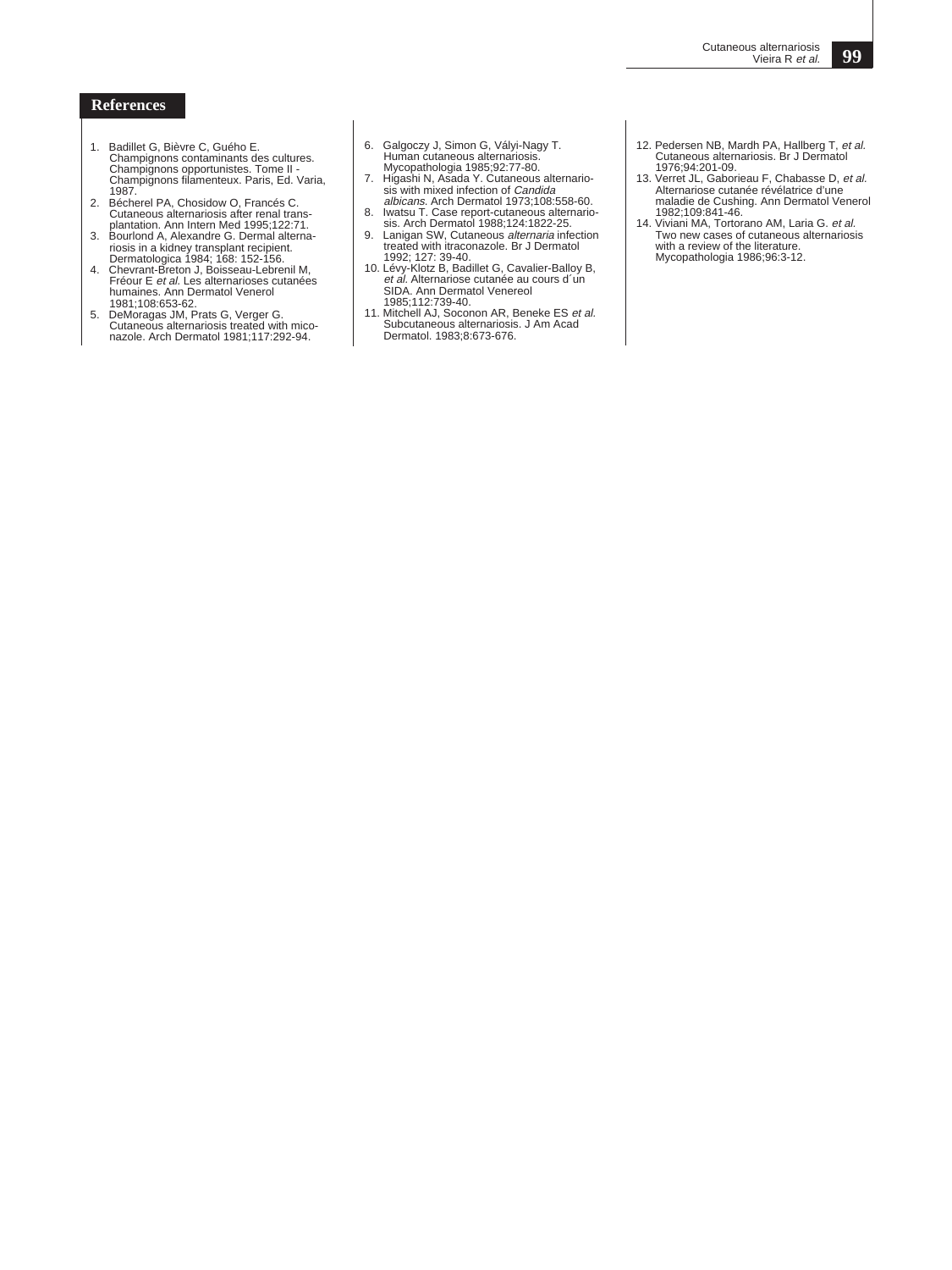## References

1. Badillet G, Bièvre C, Guého E. Champignons contaminants des cultures. Champignons opportunistes. Tome II - Champignons filamenteux. Paris, Ed. Varia, 1987.
2. Bécherel PA, Chosidow O, Francés C. Cutaneous alternariosis after renal transplantation. Ann Intern Med 1995;122:71.
3. Bourlond A, Alexandre G. Dermal alternariosis in a kidney transplant recipient. Dermatologica 1984; 168: 152-156.
4. Chevrant-Breton J, Boisseau-Lebrenil M, Fréour E *et al.* Les alternarioses cutanées humaines. Ann Dermatol Venerol 1981;108:653-62.
5. DeMoragas JM, Prats G, Verger G. Cutaneous alternariosis treated with miconazole. Arch Dermatol 1981;117:292-94.
6. Galgoczy J, Simon G, Vályi-Nagy T. Human cutaneous alternariosis. Mycopathologia 1985;92:77-80.
7. Higashi N, Asada Y. Cutaneous alternariosis with mixed infection of *Candida albicans.* Arch Dermatol 1973;108:558-60.
8. Iwatsu T. Case report-cutaneous alternariosis. Arch Dermatol 1988;124:1822-25.
9. Lanigan SW, Cutaneous *alternaria* infection treated with itraconazole. Br J Dermatol 1992; 127: 39-40.
10. Lévy-Klotz B, Badillet G, Cavalier-Balloy B, *et al.* Alternariose cutanée au cours d´un SIDA. Ann Dermatol Venereol 1985;112:739-40.
11. Mitchell AJ, Soconon AR, Beneke ES *et al.* Subcutaneous alternariosis. J Am Acad Dermatol. 1983;8:673-676.
12. Pedersen NB, Mardh PA, Hallberg T, *et al.* Cutaneous alternariosis. Br J Dermatol 1976;94:201-09.
13. Verret JL, Gaborieau F, Chabasse D, *et al.* Alternariose cutanée révélatrice d'une maladie de Cushing. Ann Dermatol Venerol 1982;109:841-46.
14. Viviani MA, Tortorano AM, Laria G. *et al.* Two new cases of cutaneous alternariosis with a review of the literature. Mycopathologia 1986;96:3-12.